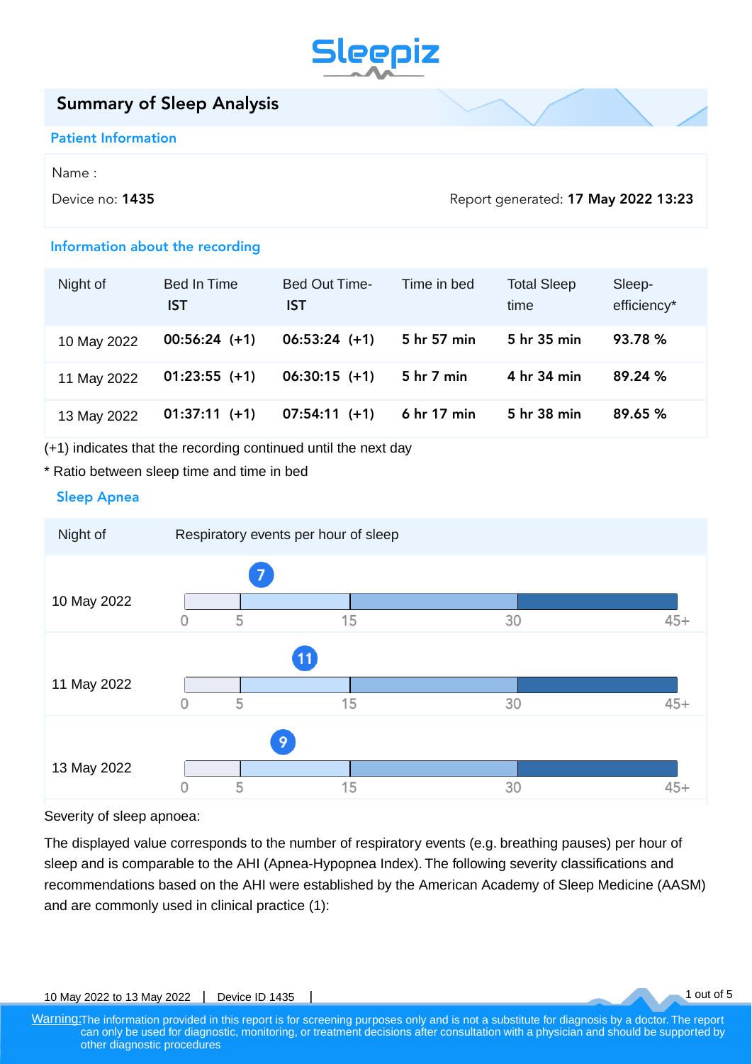# Sleepiz

## Summary of Sleep Analysis

### Patient Information

Name :

Device no: **1435**

Report generated: **17 May 2022 13:23**

### Information about the recording

| Night of | Bed In Time IST | Bed Out Time- IST | Time in bed | Total Sleep time | Sleep-efficiency* |
|---|---|---|---|---|---|
| 10 May 2022 | **00:56:24 (+1)** | **06:53:24 (+1)** | **5 hr 57 min** | **5 hr 35 min** | **93.78 %** |
| 11 May 2022 | **01:23:55 (+1)** | **06:30:15 (+1)** | **5 hr 7 min** | **4 hr 34 min** | **89.24 %** |
| 13 May 2022 | **01:37:11 (+1)** | **07:54:11 (+1)** | **6 hr 17 min** | **5 hr 38 min** | **89.65 %** |

(+1) indicates that the recording continued until the next day

* Ratio between sleep time and time in bed

### Sleep Apnea

| Night of | Respiratory events per hour of sleep |
|---|---|
| 10 May 2022 | 7 |
| 11 May 2022 | 11 |
| 13 May 2022 | 9 |

Scale: 0 – 5 – 15 – 30 – 45+

Severity of sleep apnoea:

The displayed value corresponds to the number of respiratory events (e.g. breathing pauses) per hour of sleep and is comparable to the AHI (Apnea-Hypopnea Index). The following severity classifications and recommendations based on the AHI were established by the American Academy of Sleep Medicine (AASM) and are commonly used in clinical practice (1):

Warning: The information provided in this report is for screening purposes only and is not a substitute for diagnosis by a doctor. The report can only be used for diagnostic, monitoring, or treatment decisions after consultation with a physician and should be supported by other diagnostic procedures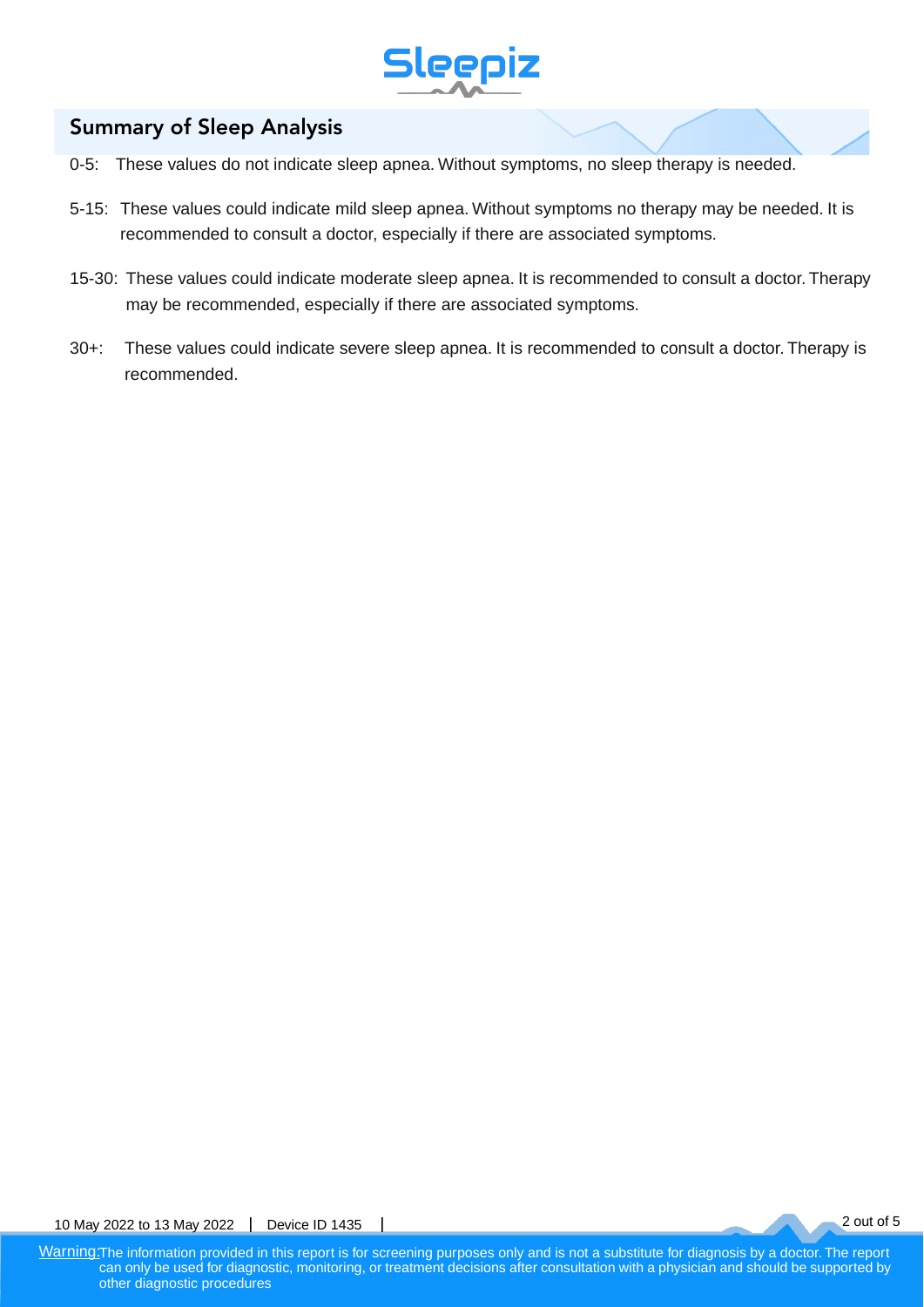## Summary of Sleep Analysis

0-5: These values do not indicate sleep apnea. Without symptoms, no sleep therapy is needed.

5-15: These values could indicate mild sleep apnea. Without symptoms no therapy may be needed. It is recommended to consult a doctor, especially if there are associated symptoms.

15-30: These values could indicate moderate sleep apnea. It is recommended to consult a doctor. Therapy may be recommended, especially if there are associated symptoms.

30+: These values could indicate severe sleep apnea. It is recommended to consult a doctor. Therapy is recommended.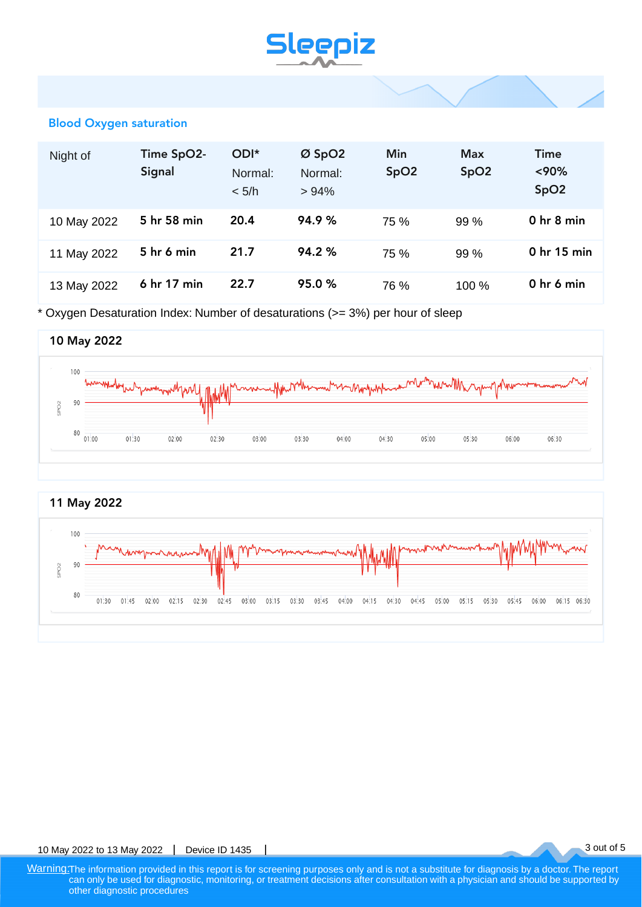## Blood Oxygen saturation

| Night of | Time SpO2-Signal | ODI* Normal: < 5/h | Ø SpO2 Normal: > 94% | Min SpO2 | Max SpO2 | Time <90% SpO2 |
|---|---|---|---|---|---|---|
| 10 May 2022 | **5 hr 58 min** | **20.4** | **94.9 %** | 75 % | 99 % | **0 hr 8 min** |
| 11 May 2022 | **5 hr 6 min** | **21.7** | **94.2 %** | 75 % | 99 % | **0 hr 15 min** |
| 13 May 2022 | **6 hr 17 min** | **22.7** | **95.0 %** | 76 % | 100 % | **0 hr 6 min** |

* Oxygen Desaturation Index: Number of desaturations (>= 3%) per hour of sleep

### 10 May 2022

### 11 May 2022

10 May 2022 to 13 May 2022 | Device ID 1435 |

Warning: The information provided in this report is for screening purposes only and is not a substitute for diagnosis by a doctor. The report can only be used for diagnostic, monitoring, or treatment decisions after consultation with a physician and should be supported by other diagnostic procedures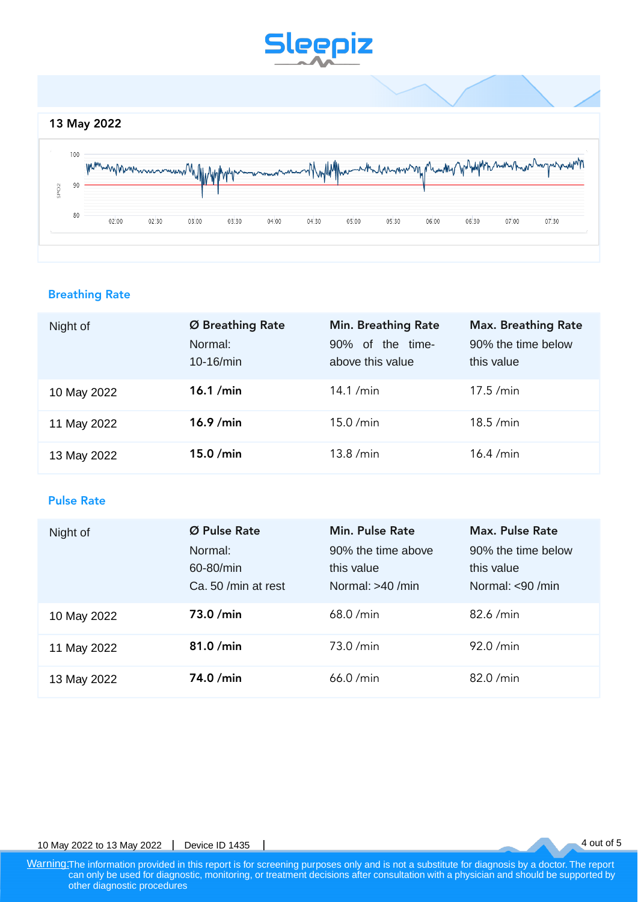## 13 May 2022

### Breathing Rate

| Night of | Ø Breathing Rate<br>Normal:<br>10-16/min | Min. Breathing Rate<br>90% of the time-above this value | Max. Breathing Rate<br>90% the time below this value |
|---|---|---|---|
| 10 May 2022 | **16.1 /min** | 14.1 /min | 17.5 /min |
| 11 May 2022 | **16.9 /min** | 15.0 /min | 18.5 /min |
| 13 May 2022 | **15.0 /min** | 13.8 /min | 16.4 /min |

### Pulse Rate

| Night of | Ø Pulse Rate<br>Normal:<br>60-80/min<br>Ca. 50 /min at rest | Min. Pulse Rate<br>90% the time above this value<br>Normal: >40 /min | Max. Pulse Rate<br>90% the time below this value<br>Normal: <90 /min |
|---|---|---|---|
| 10 May 2022 | **73.0 /min** | 68.0 /min | 82.6 /min |
| 11 May 2022 | **81.0 /min** | 73.0 /min | 92.0 /min |
| 13 May 2022 | **74.0 /min** | 66.0 /min | 82.0 /min |

10 May 2022 to 13 May 2022 | Device ID 1435 |

Warning: The information provided in this report is for screening purposes only and is not a substitute for diagnosis by a doctor. The report can only be used for diagnostic, monitoring, or treatment decisions after consultation with a physician and should be supported by other diagnostic procedures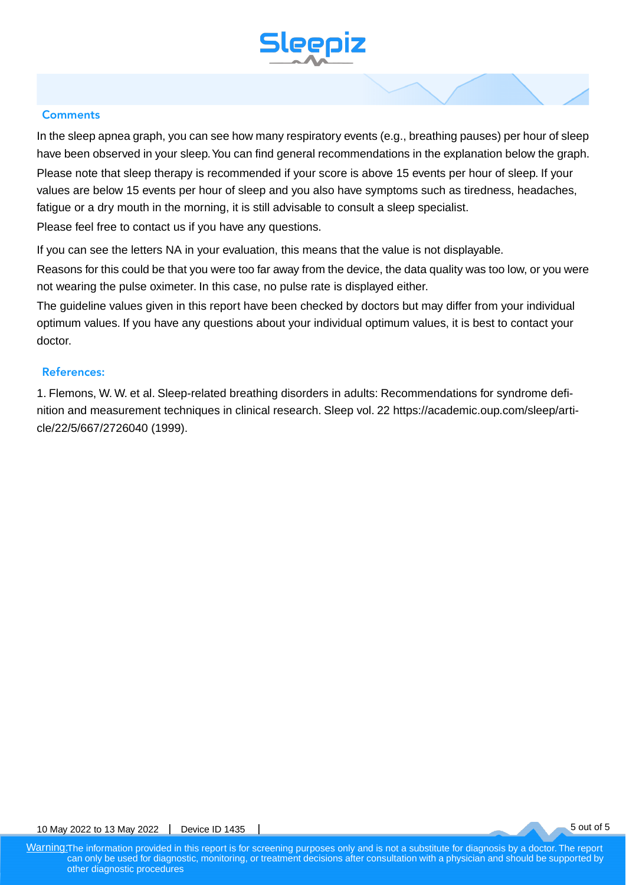## Comments

In the sleep apnea graph, you can see how many respiratory events (e.g., breathing pauses) per hour of sleep have been observed in your sleep. You can find general recommendations in the explanation below the graph.

Please note that sleep therapy is recommended if your score is above 15 events per hour of sleep. If your values are below 15 events per hour of sleep and you also have symptoms such as tiredness, headaches, fatigue or a dry mouth in the morning, it is still advisable to consult a sleep specialist.

Please feel free to contact us if you have any questions.

If you can see the letters NA in your evaluation, this means that the value is not displayable.

Reasons for this could be that you were too far away from the device, the data quality was too low, or you were not wearing the pulse oximeter. In this case, no pulse rate is displayed either.

The guideline values given in this report have been checked by doctors but may differ from your individual optimum values. If you have any questions about your individual optimum values, it is best to contact your doctor.

## References:

1. Flemons, W. W. et al. Sleep-related breathing disorders in adults: Recommendations for syndrome definition and measurement techniques in clinical research. Sleep vol. 22 https://academic.oup.com/sleep/article/22/5/667/2726040 (1999).

10 May 2022 to 13 May 2022 | Device ID 1435 |

Warning: The information provided in this report is for screening purposes only and is not a substitute for diagnosis by a doctor. The report can only be used for diagnostic, monitoring, or treatment decisions after consultation with a physician and should be supported by other diagnostic procedures